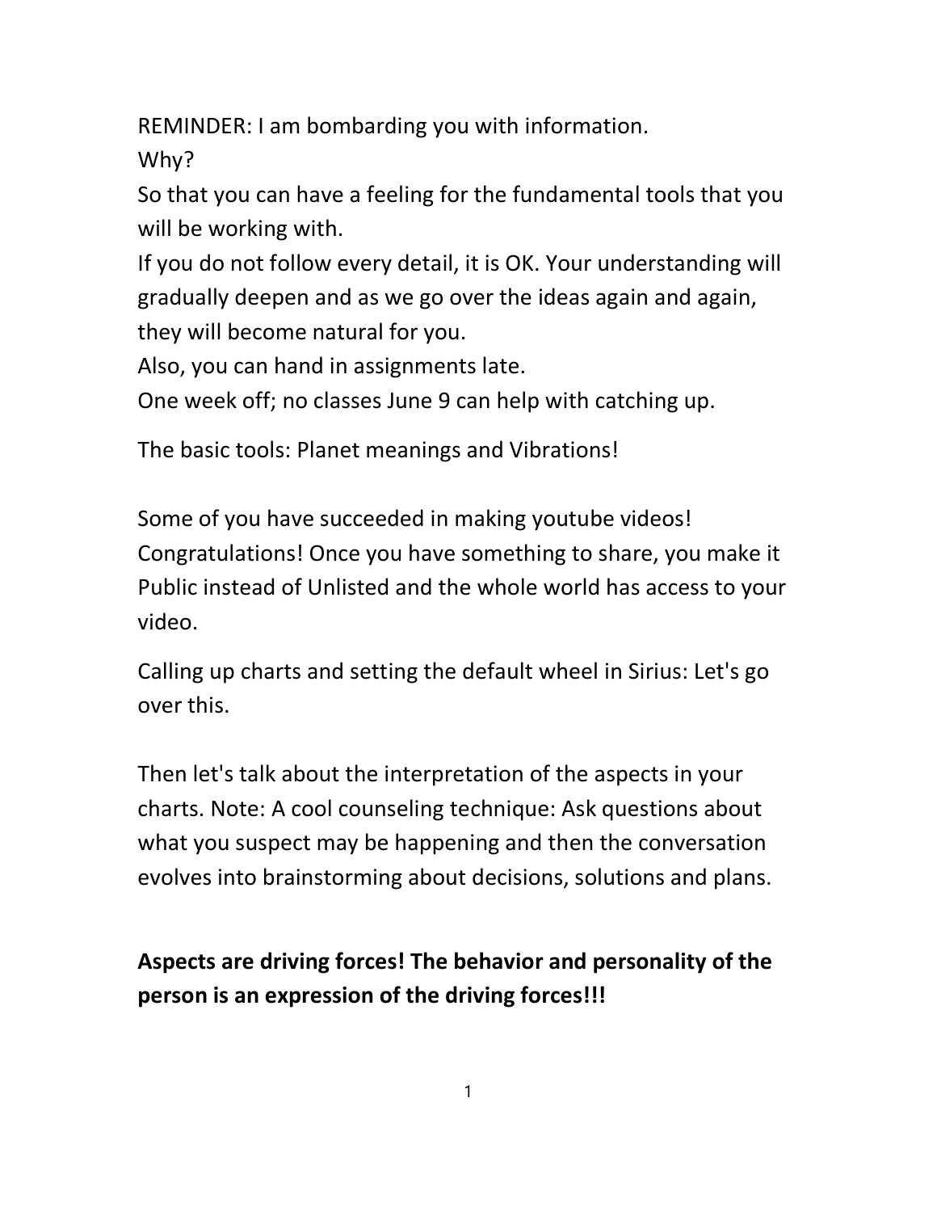REMINDER: I am bombarding you with information.

Why?

So that you can have a feeling for the fundamental tools that you will be working with.

If you do not follow every detail, it is OK. Your understanding will gradually deepen and as we go over the ideas again and again, they will become natural for you.

Also, you can hand in assignments late.

One week off; no classes June 9 can help with catching up.

The basic tools: Planet meanings and Vibrations!

Some of you have succeeded in making youtube videos! Congratulations! Once you have something to share, you make it Public instead of Unlisted and the whole world has access to your video.

Calling up charts and setting the default wheel in Sirius: Let's go over this.

Then let's talk about the interpretation of the aspects in your charts. Note: A cool counseling technique: Ask questions about what you suspect may be happening and then the conversation evolves into brainstorming about decisions, solutions and plans.

**Aspects are driving forces! The behavior and personality of the person is an expression of the driving forces!!!**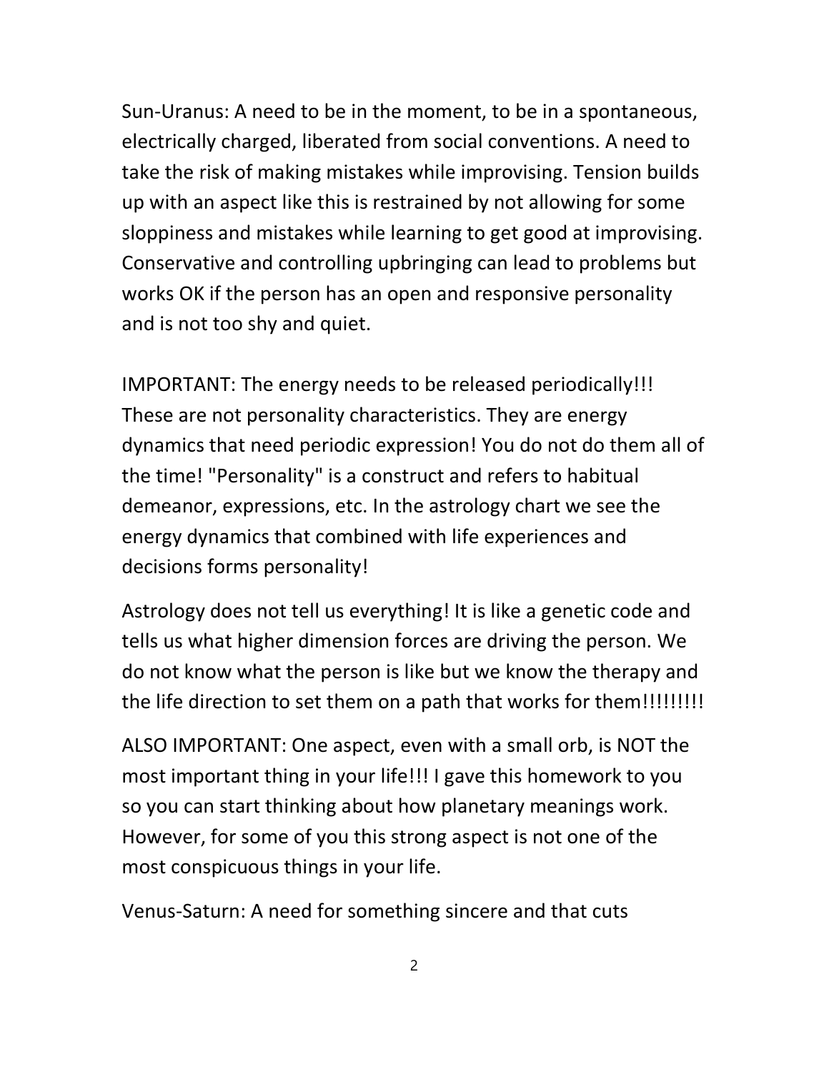Sun-Uranus: A need to be in the moment, to be in a spontaneous, electrically charged, liberated from social conventions. A need to take the risk of making mistakes while improvising. Tension builds up with an aspect like this is restrained by not allowing for some sloppiness and mistakes while learning to get good at improvising. Conservative and controlling upbringing can lead to problems but works OK if the person has an open and responsive personality and is not too shy and quiet.

IMPORTANT: The energy needs to be released periodically!!! These are not personality characteristics. They are energy dynamics that need periodic expression! You do not do them all of the time! "Personality" is a construct and refers to habitual demeanor, expressions, etc. In the astrology chart we see the energy dynamics that combined with life experiences and decisions forms personality!

Astrology does not tell us everything! It is like a genetic code and tells us what higher dimension forces are driving the person. We do not know what the person is like but we know the therapy and the life direction to set them on a path that works for them!!!!!!!!!

ALSO IMPORTANT: One aspect, even with a small orb, is NOT the most important thing in your life!!! I gave this homework to you so you can start thinking about how planetary meanings work. However, for some of you this strong aspect is not one of the most conspicuous things in your life.

Venus-Saturn: A need for something sincere and that cuts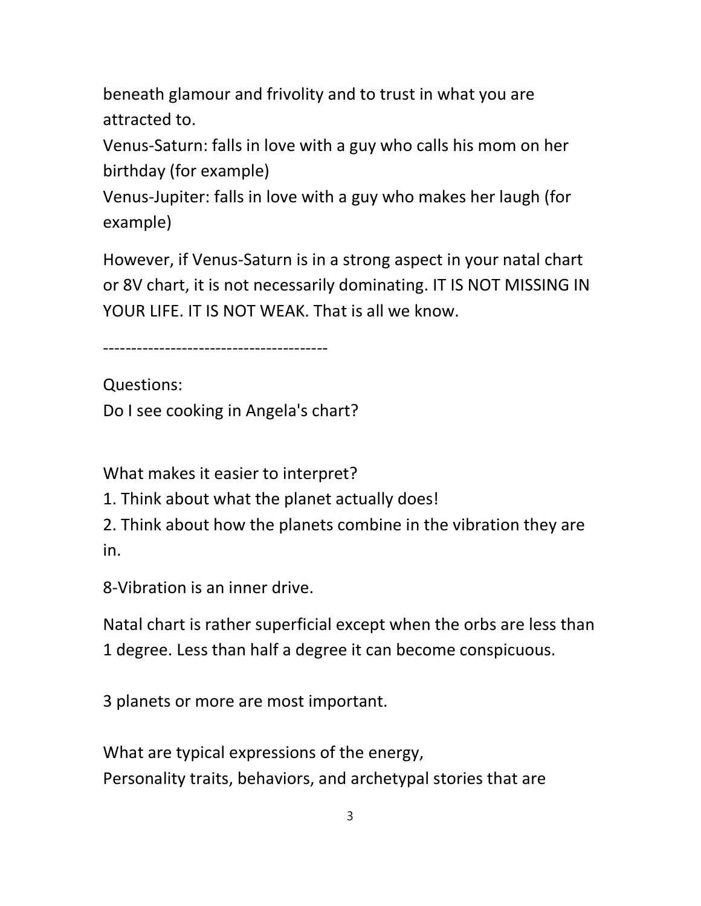beneath glamour and frivolity and to trust in what you are attracted to.

Venus-Saturn: falls in love with a guy who calls his mom on her birthday (for example)

Venus-Jupiter: falls in love with a guy who makes her laugh (for example)

However, if Venus-Saturn is in a strong aspect in your natal chart or 8V chart, it is not necessarily dominating. IT IS NOT MISSING IN YOUR LIFE. IT IS NOT WEAK. That is all we know.

---------------------------------------

Questions:

Do I see cooking in Angela's chart?

What makes it easier to interpret?

1. Think about what the planet actually does!
2. Think about how the planets combine in the vibration they are in.

8-Vibration is an inner drive.

Natal chart is rather superficial except when the orbs are less than 1 degree. Less than half a degree it can become conspicuous.

3 planets or more are most important.

What are typical expressions of the energy,
Personality traits, behaviors, and archetypal stories that are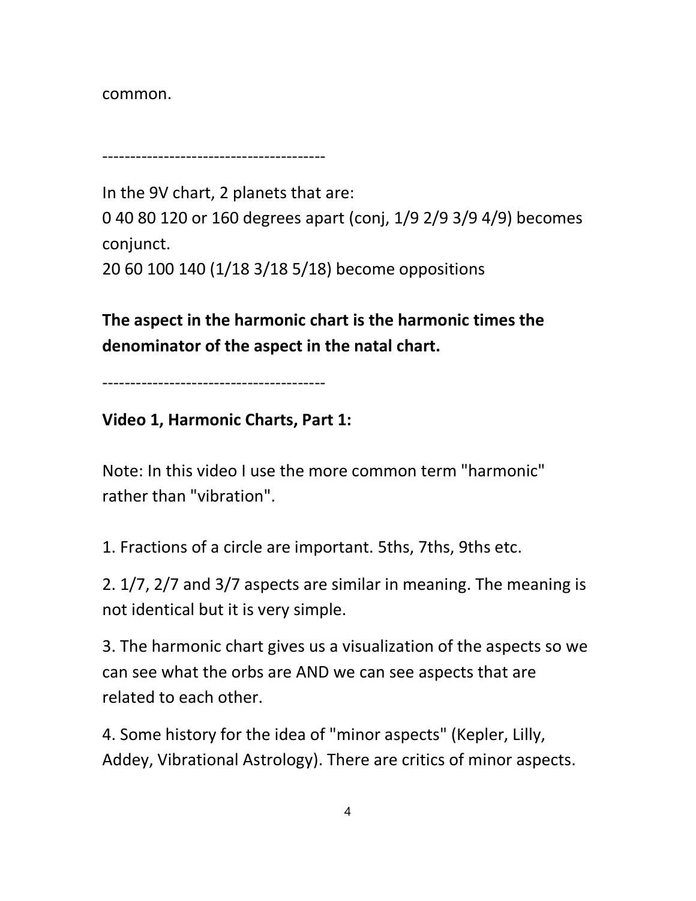common.

----------------------------------------

In the 9V chart, 2 planets that are:
0 40 80 120 or 160 degrees apart (conj, 1/9 2/9 3/9 4/9) becomes conjunct.
20 60 100 140 (1/18 3/18 5/18) become oppositions

**The aspect in the harmonic chart is the harmonic times the denominator of the aspect in the natal chart.**

----------------------------------------

**Video 1, Harmonic Charts, Part 1:**

Note: In this video I use the more common term "harmonic" rather than "vibration".

1. Fractions of a circle are important. 5ths, 7ths, 9ths etc.

2. 1/7, 2/7 and 3/7 aspects are similar in meaning. The meaning is not identical but it is very simple.

3. The harmonic chart gives us a visualization of the aspects so we can see what the orbs are AND we can see aspects that are related to each other.

4. Some history for the idea of "minor aspects" (Kepler, Lilly, Addey, Vibrational Astrology). There are critics of minor aspects.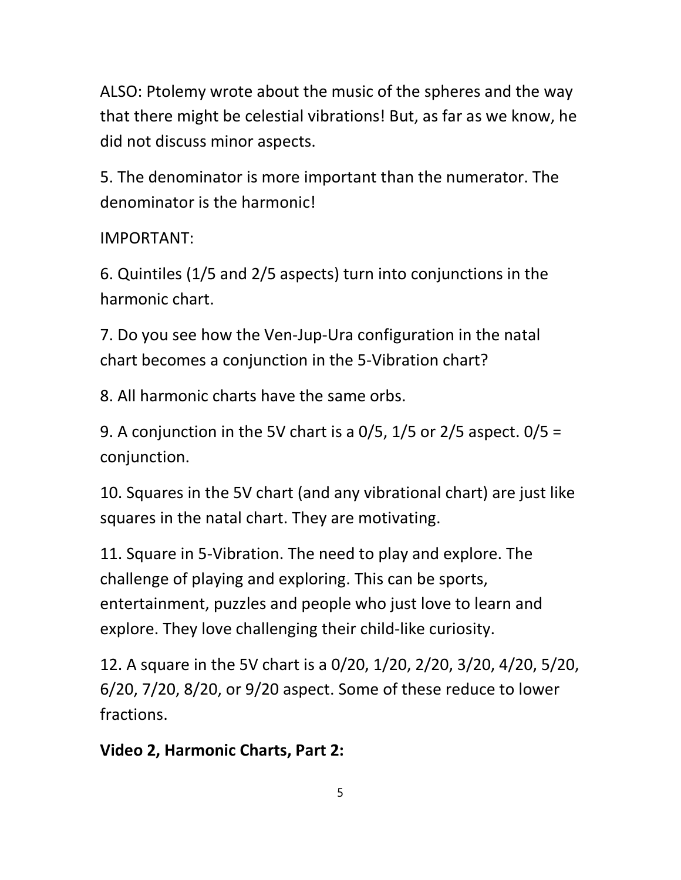ALSO: Ptolemy wrote about the music of the spheres and the way that there might be celestial vibrations! But, as far as we know, he did not discuss minor aspects.

5. The denominator is more important than the numerator. The denominator is the harmonic!

IMPORTANT:

6. Quintiles (1/5 and 2/5 aspects) turn into conjunctions in the harmonic chart.

7. Do you see how the Ven-Jup-Ura configuration in the natal chart becomes a conjunction in the 5-Vibration chart?

8. All harmonic charts have the same orbs.

9. A conjunction in the 5V chart is a 0/5, 1/5 or 2/5 aspect. 0/5 = conjunction.

10. Squares in the 5V chart (and any vibrational chart) are just like squares in the natal chart. They are motivating.

11. Square in 5-Vibration. The need to play and explore. The challenge of playing and exploring. This can be sports, entertainment, puzzles and people who just love to learn and explore. They love challenging their child-like curiosity.

12. A square in the 5V chart is a 0/20, 1/20, 2/20, 3/20, 4/20, 5/20, 6/20, 7/20, 8/20, or 9/20 aspect. Some of these reduce to lower fractions.

**Video 2, Harmonic Charts, Part 2:**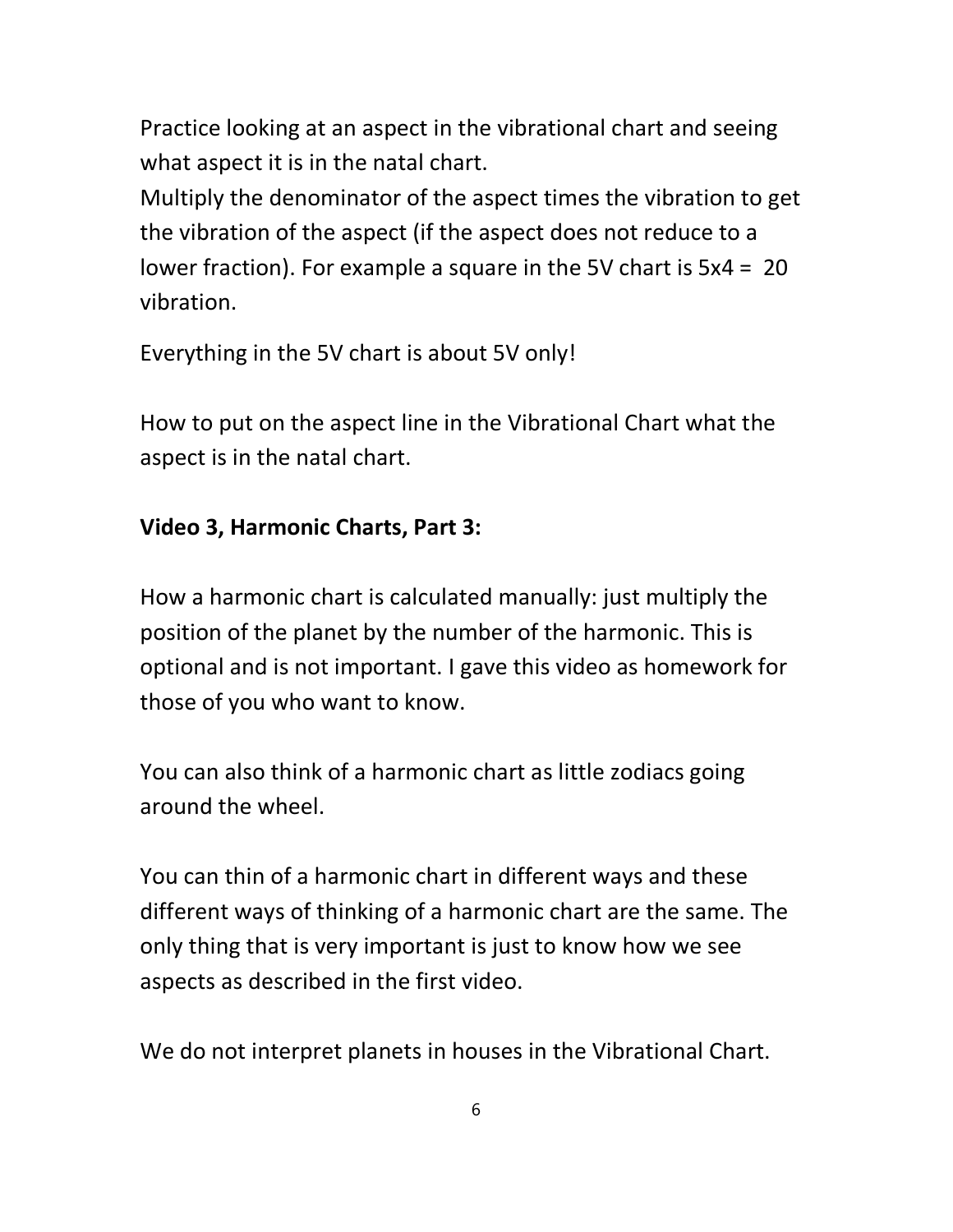Practice looking at an aspect in the vibrational chart and seeing what aspect it is in the natal chart.

Multiply the denominator of the aspect times the vibration to get the vibration of the aspect (if the aspect does not reduce to a lower fraction). For example a square in the 5V chart is 5x4 = 20 vibration.

Everything in the 5V chart is about 5V only!

How to put on the aspect line in the Vibrational Chart what the aspect is in the natal chart.

**Video 3, Harmonic Charts, Part 3:**

How a harmonic chart is calculated manually: just multiply the position of the planet by the number of the harmonic. This is optional and is not important. I gave this video as homework for those of you who want to know.

You can also think of a harmonic chart as little zodiacs going around the wheel.

You can thin of a harmonic chart in different ways and these different ways of thinking of a harmonic chart are the same. The only thing that is very important is just to know how we see aspects as described in the first video.

We do not interpret planets in houses in the Vibrational Chart.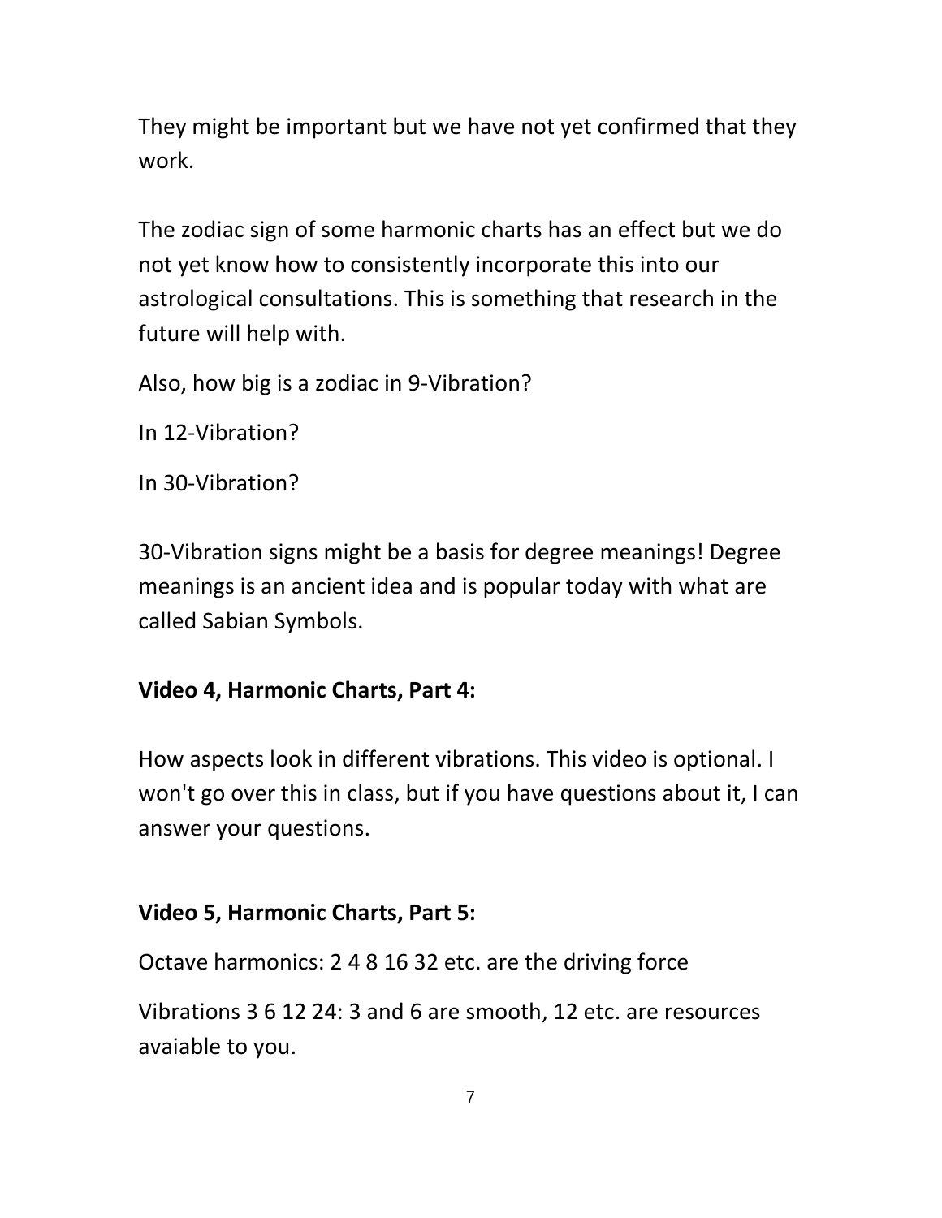They might be important but we have not yet confirmed that they work.

The zodiac sign of some harmonic charts has an effect but we do not yet know how to consistently incorporate this into our astrological consultations. This is something that research in the future will help with.

Also, how big is a zodiac in 9-Vibration?

In 12-Vibration?

In 30-Vibration?

30-Vibration signs might be a basis for degree meanings! Degree meanings is an ancient idea and is popular today with what are called Sabian Symbols.

**Video 4, Harmonic Charts, Part 4:**

How aspects look in different vibrations. This video is optional. I won't go over this in class, but if you have questions about it, I can answer your questions.

**Video 5, Harmonic Charts, Part 5:**

Octave harmonics: 2 4 8 16 32 etc. are the driving force

Vibrations 3 6 12 24: 3 and 6 are smooth, 12 etc. are resources avaiable to you.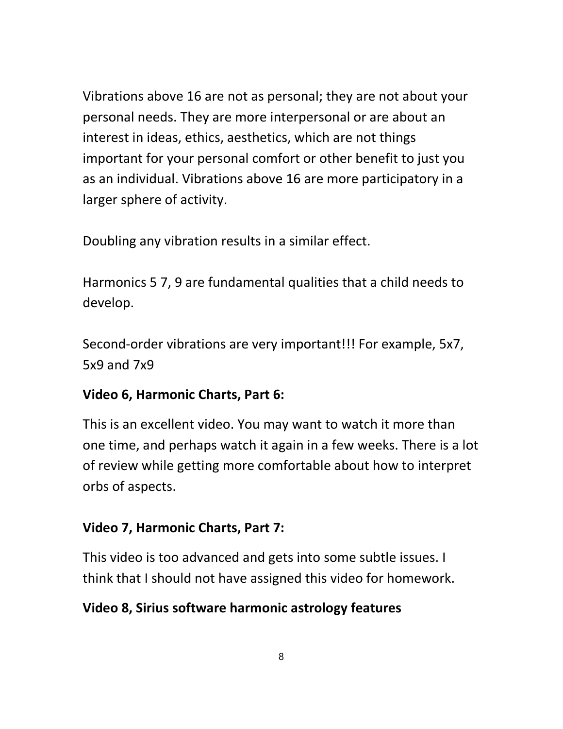Vibrations above 16 are not as personal; they are not about your personal needs. They are more interpersonal or are about an interest in ideas, ethics, aesthetics, which are not things important for your personal comfort or other benefit to just you as an individual. Vibrations above 16 are more participatory in a larger sphere of activity.

Doubling any vibration results in a similar effect.

Harmonics 5 7, 9 are fundamental qualities that a child needs to develop.

Second-order vibrations are very important!!! For example, 5x7, 5x9 and 7x9

**Video 6, Harmonic Charts, Part 6:**

This is an excellent video. You may want to watch it more than one time, and perhaps watch it again in a few weeks. There is a lot of review while getting more comfortable about how to interpret orbs of aspects.

**Video 7, Harmonic Charts, Part 7:**

This video is too advanced and gets into some subtle issues. I think that I should not have assigned this video for homework.

**Video 8, Sirius software harmonic astrology features**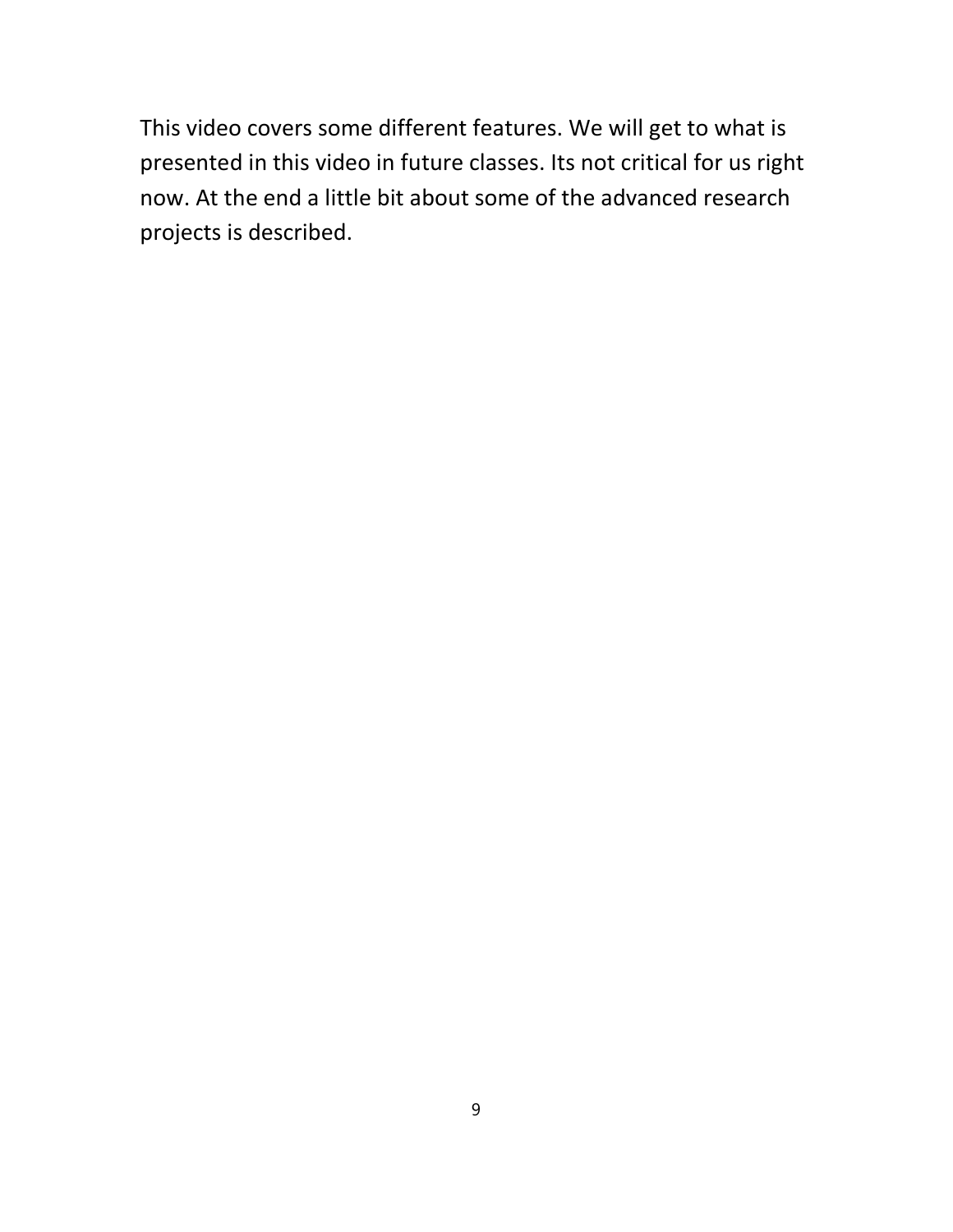This video covers some different features. We will get to what is presented in this video in future classes. Its not critical for us right now. At the end a little bit about some of the advanced research projects is described.